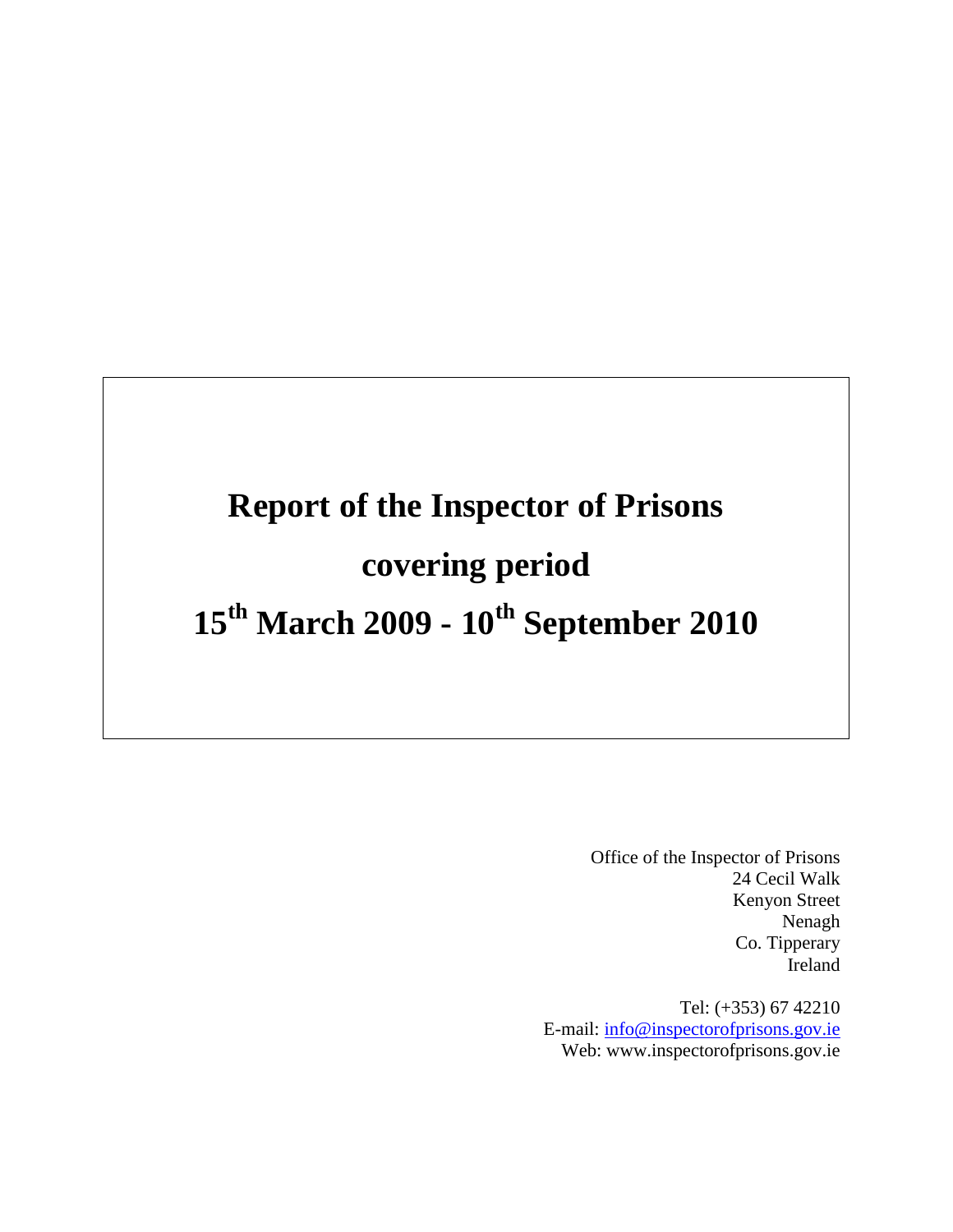# Report of the Inspector of Prisons covering period 15th March 2009 - 10th September 2010

Office of the Inspector of Prisons
24 Cecil Walk
Kenyon Street
Nenagh
Co. Tipperary
Ireland

Tel: (+353) 67 42210
E-mail: info@inspectorofprisons.gov.ie
Web: www.inspectorofprisons.gov.ie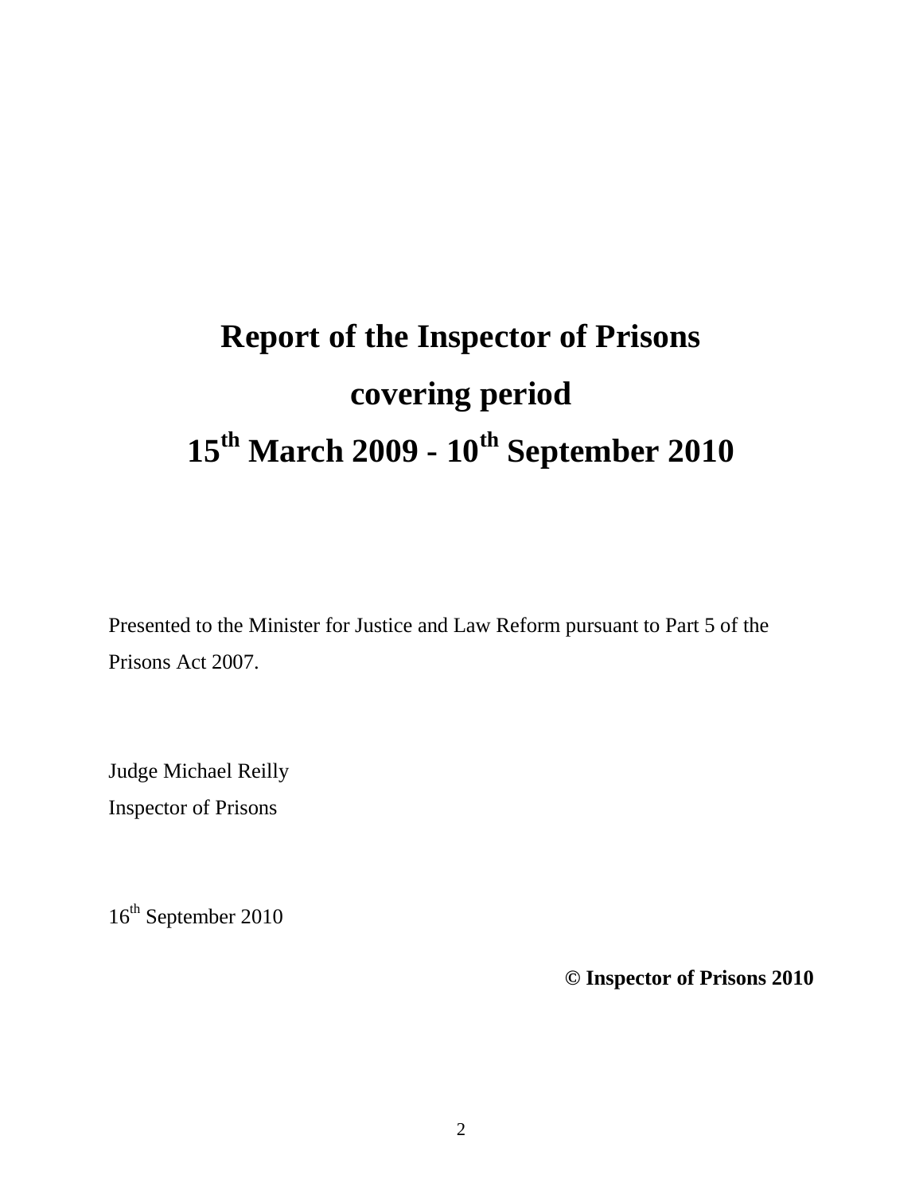# Report of the Inspector of Prisons covering period 15th March 2009 - 10th September 2010

Presented to the Minister for Justice and Law Reform pursuant to Part 5 of the Prisons Act 2007.

Judge Michael Reilly
Inspector of Prisons

16th September 2010

**© Inspector of Prisons 2010**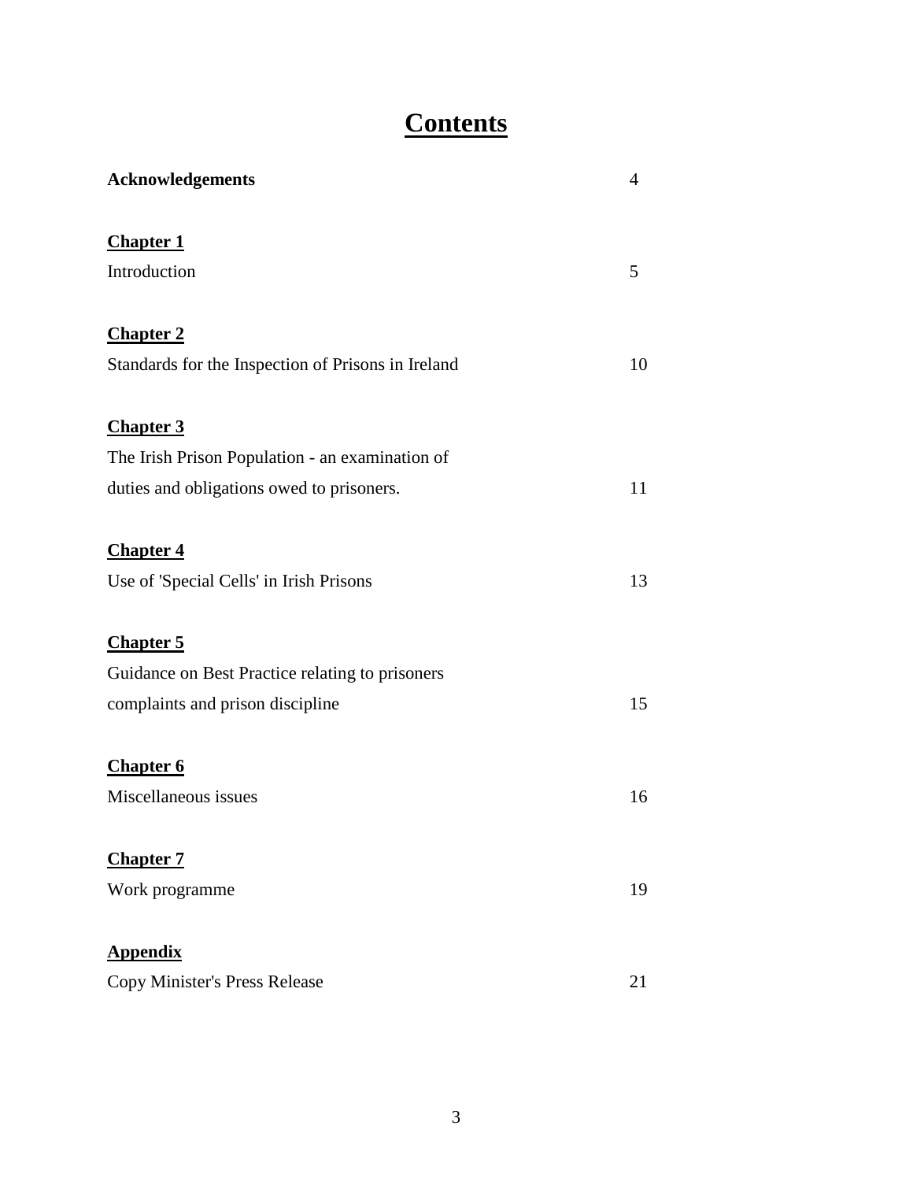# Contents

| | |
|---|---|
| **Acknowledgements** | 4 |
| **Chapter 1** | |
| Introduction | 5 |
| **Chapter 2** | |
| Standards for the Inspection of Prisons in Ireland | 10 |
| **Chapter 3** | |
| The Irish Prison Population - an examination of duties and obligations owed to prisoners. | 11 |
| **Chapter 4** | |
| Use of 'Special Cells' in Irish Prisons | 13 |
| **Chapter 5** | |
| Guidance on Best Practice relating to prisoners complaints and prison discipline | 15 |
| **Chapter 6** | |
| Miscellaneous issues | 16 |
| **Chapter 7** | |
| Work programme | 19 |
| **Appendix** | |
| Copy Minister's Press Release | 21 |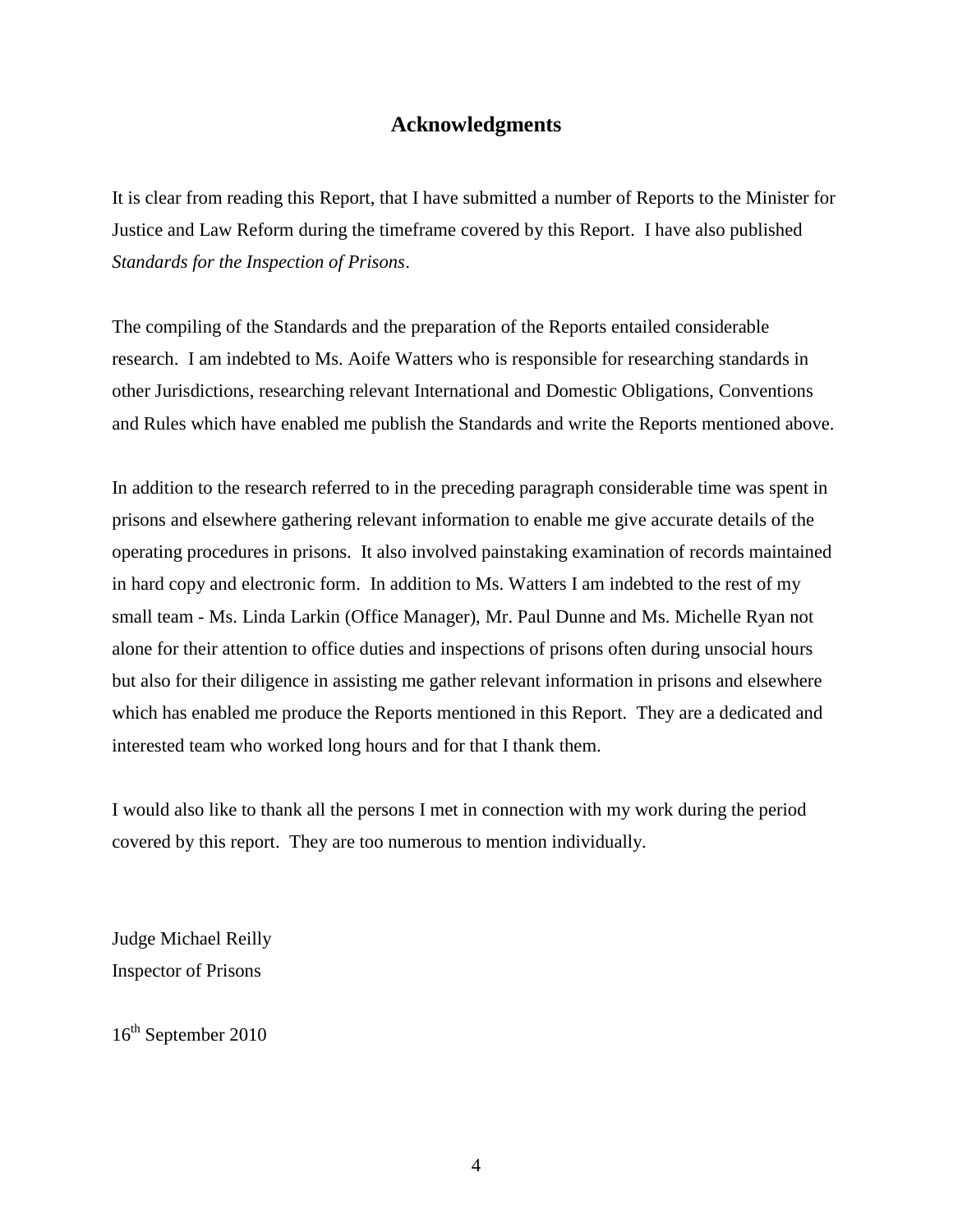## Acknowledgments

It is clear from reading this Report, that I have submitted a number of Reports to the Minister for Justice and Law Reform during the timeframe covered by this Report. I have also published *Standards for the Inspection of Prisons*.

The compiling of the Standards and the preparation of the Reports entailed considerable research. I am indebted to Ms. Aoife Watters who is responsible for researching standards in other Jurisdictions, researching relevant International and Domestic Obligations, Conventions and Rules which have enabled me publish the Standards and write the Reports mentioned above.

In addition to the research referred to in the preceding paragraph considerable time was spent in prisons and elsewhere gathering relevant information to enable me give accurate details of the operating procedures in prisons. It also involved painstaking examination of records maintained in hard copy and electronic form. In addition to Ms. Watters I am indebted to the rest of my small team - Ms. Linda Larkin (Office Manager), Mr. Paul Dunne and Ms. Michelle Ryan not alone for their attention to office duties and inspections of prisons often during unsocial hours but also for their diligence in assisting me gather relevant information in prisons and elsewhere which has enabled me produce the Reports mentioned in this Report. They are a dedicated and interested team who worked long hours and for that I thank them.

I would also like to thank all the persons I met in connection with my work during the period covered by this report. They are too numerous to mention individually.

Judge Michael Reilly
Inspector of Prisons

16th September 2010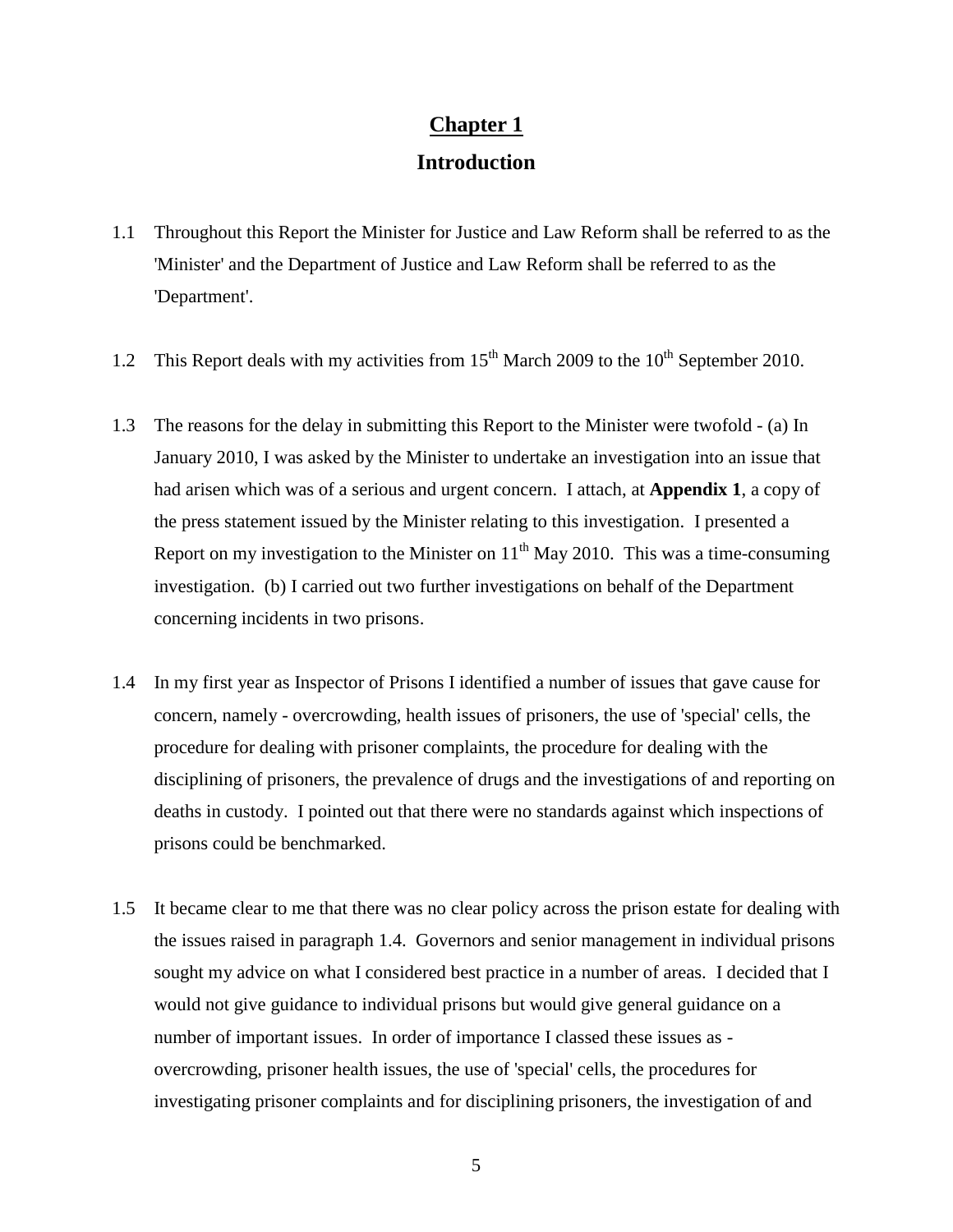# Chapter 1

## Introduction

1.1 Throughout this Report the Minister for Justice and Law Reform shall be referred to as the 'Minister' and the Department of Justice and Law Reform shall be referred to as the 'Department'.

1.2 This Report deals with my activities from 15th March 2009 to the 10th September 2010.

1.3 The reasons for the delay in submitting this Report to the Minister were twofold - (a) In January 2010, I was asked by the Minister to undertake an investigation into an issue that had arisen which was of a serious and urgent concern. I attach, at **Appendix 1**, a copy of the press statement issued by the Minister relating to this investigation. I presented a Report on my investigation to the Minister on 11th May 2010. This was a time-consuming investigation. (b) I carried out two further investigations on behalf of the Department concerning incidents in two prisons.

1.4 In my first year as Inspector of Prisons I identified a number of issues that gave cause for concern, namely - overcrowding, health issues of prisoners, the use of 'special' cells, the procedure for dealing with prisoner complaints, the procedure for dealing with the disciplining of prisoners, the prevalence of drugs and the investigations of and reporting on deaths in custody. I pointed out that there were no standards against which inspections of prisons could be benchmarked.

1.5 It became clear to me that there was no clear policy across the prison estate for dealing with the issues raised in paragraph 1.4. Governors and senior management in individual prisons sought my advice on what I considered best practice in a number of areas. I decided that I would not give guidance to individual prisons but would give general guidance on a number of important issues. In order of importance I classed these issues as - overcrowding, prisoner health issues, the use of 'special' cells, the procedures for investigating prisoner complaints and for disciplining prisoners, the investigation of and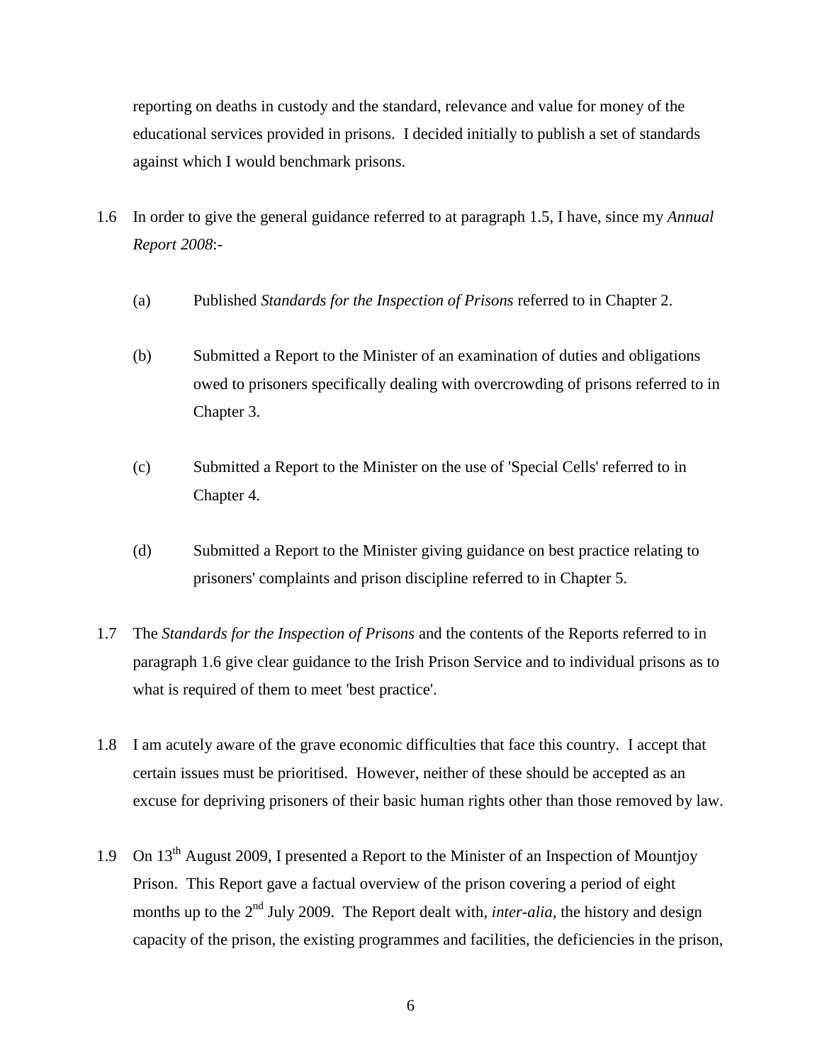reporting on deaths in custody and the standard, relevance and value for money of the educational services provided in prisons. I decided initially to publish a set of standards against which I would benchmark prisons.

1.6 In order to give the general guidance referred to at paragraph 1.5, I have, since my *Annual Report 2008*:-

   (a) Published *Standards for the Inspection of Prisons* referred to in Chapter 2.

   (b) Submitted a Report to the Minister of an examination of duties and obligations owed to prisoners specifically dealing with overcrowding of prisons referred to in Chapter 3.

   (c) Submitted a Report to the Minister on the use of 'Special Cells' referred to in Chapter 4.

   (d) Submitted a Report to the Minister giving guidance on best practice relating to prisoners' complaints and prison discipline referred to in Chapter 5.

1.7 The *Standards for the Inspection of Prisons* and the contents of the Reports referred to in paragraph 1.6 give clear guidance to the Irish Prison Service and to individual prisons as to what is required of them to meet 'best practice'.

1.8 I am acutely aware of the grave economic difficulties that face this country. I accept that certain issues must be prioritised. However, neither of these should be accepted as an excuse for depriving prisoners of their basic human rights other than those removed by law.

1.9 On 13th August 2009, I presented a Report to the Minister of an Inspection of Mountjoy Prison. This Report gave a factual overview of the prison covering a period of eight months up to the 2nd July 2009. The Report dealt with, *inter-alia*, the history and design capacity of the prison, the existing programmes and facilities, the deficiencies in the prison,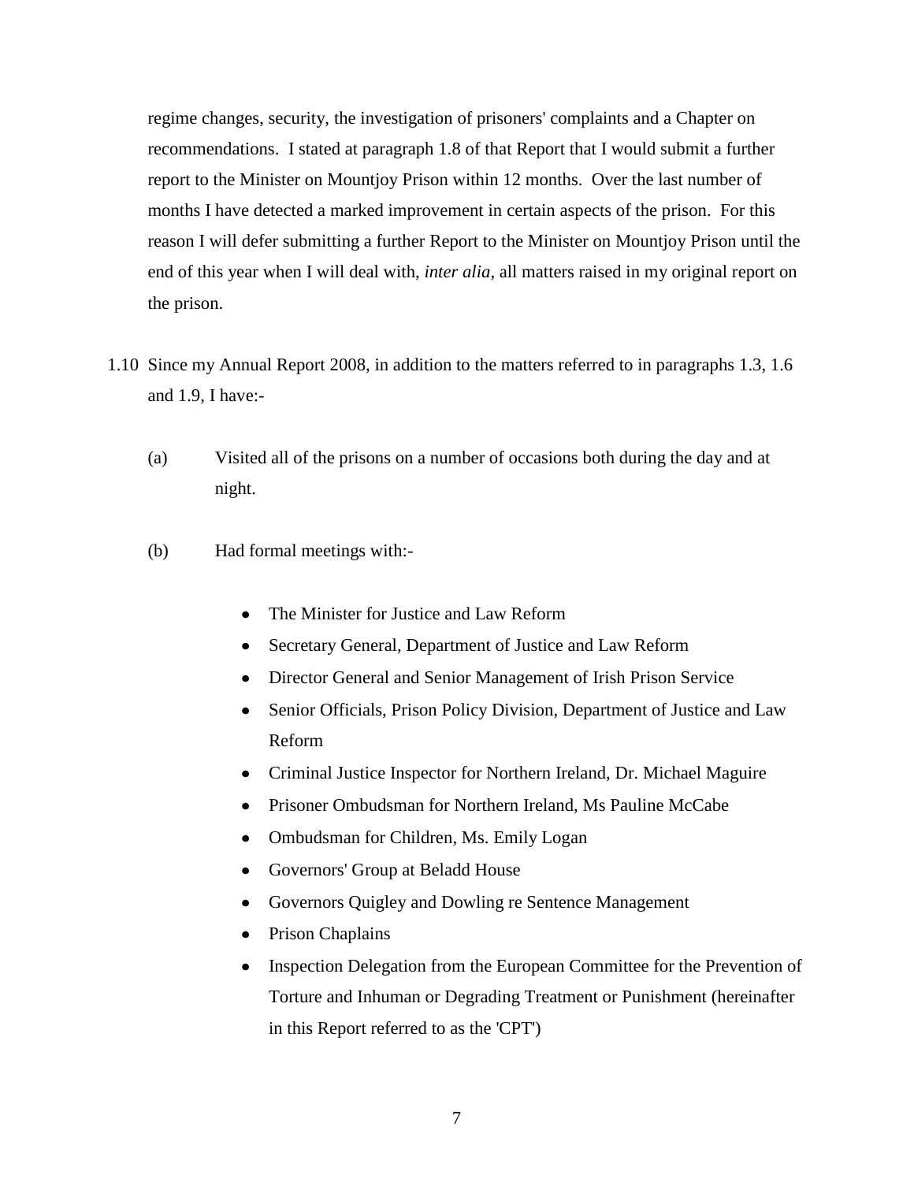regime changes, security, the investigation of prisoners' complaints and a Chapter on recommendations. I stated at paragraph 1.8 of that Report that I would submit a further report to the Minister on Mountjoy Prison within 12 months. Over the last number of months I have detected a marked improvement in certain aspects of the prison. For this reason I will defer submitting a further Report to the Minister on Mountjoy Prison until the end of this year when I will deal with, *inter alia*, all matters raised in my original report on the prison.

1.10 Since my Annual Report 2008, in addition to the matters referred to in paragraphs 1.3, 1.6 and 1.9, I have:-

(a) Visited all of the prisons on a number of occasions both during the day and at night.

(b) Had formal meetings with:-

- The Minister for Justice and Law Reform
- Secretary General, Department of Justice and Law Reform
- Director General and Senior Management of Irish Prison Service
- Senior Officials, Prison Policy Division, Department of Justice and Law Reform
- Criminal Justice Inspector for Northern Ireland, Dr. Michael Maguire
- Prisoner Ombudsman for Northern Ireland, Ms Pauline McCabe
- Ombudsman for Children, Ms. Emily Logan
- Governors' Group at Beladd House
- Governors Quigley and Dowling re Sentence Management
- Prison Chaplains
- Inspection Delegation from the European Committee for the Prevention of Torture and Inhuman or Degrading Treatment or Punishment (hereinafter in this Report referred to as the 'CPT')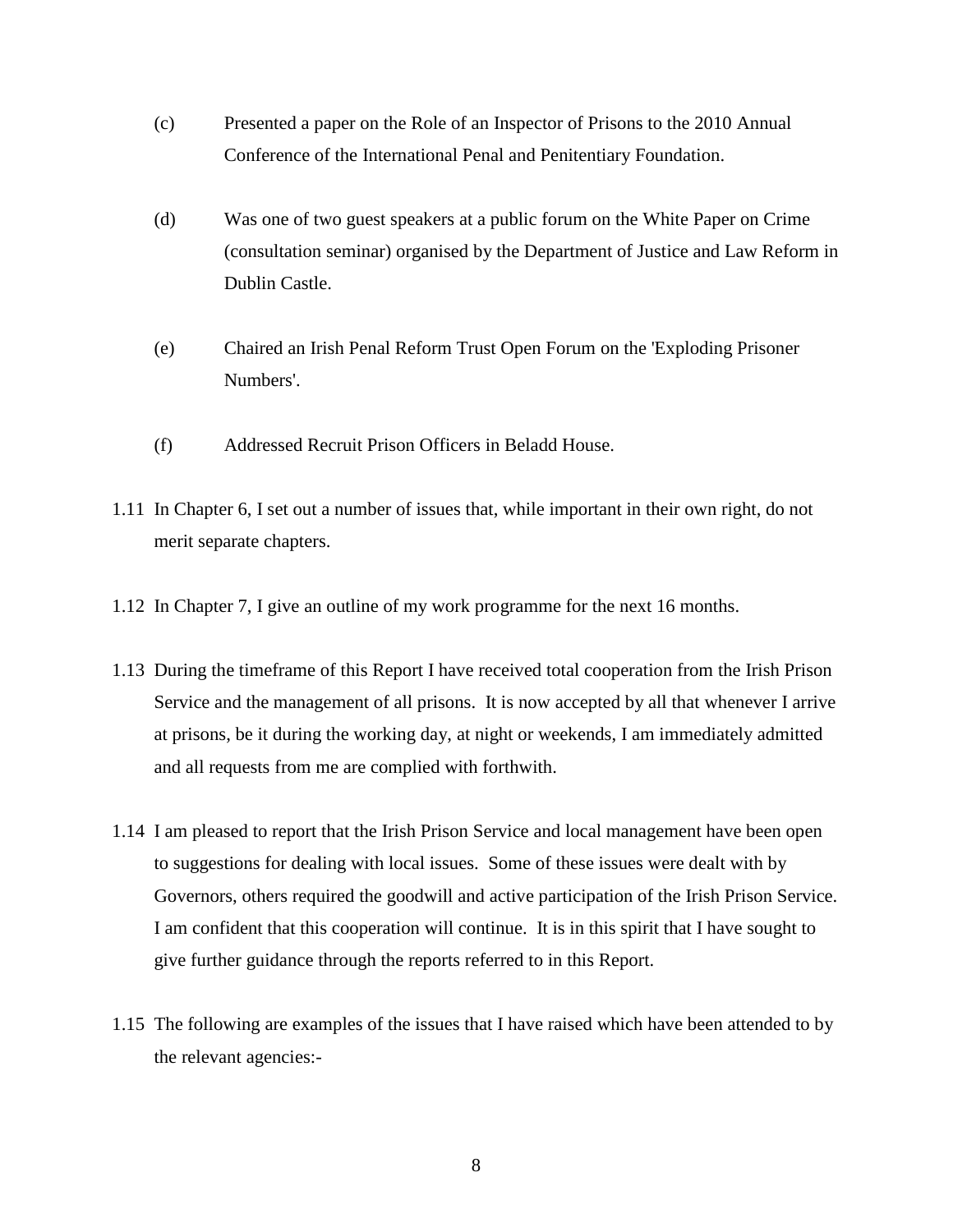(c) Presented a paper on the Role of an Inspector of Prisons to the 2010 Annual Conference of the International Penal and Penitentiary Foundation.

(d) Was one of two guest speakers at a public forum on the White Paper on Crime (consultation seminar) organised by the Department of Justice and Law Reform in Dublin Castle.

(e) Chaired an Irish Penal Reform Trust Open Forum on the 'Exploding Prisoner Numbers'.

(f) Addressed Recruit Prison Officers in Beladd House.

1.11 In Chapter 6, I set out a number of issues that, while important in their own right, do not merit separate chapters.

1.12 In Chapter 7, I give an outline of my work programme for the next 16 months.

1.13 During the timeframe of this Report I have received total cooperation from the Irish Prison Service and the management of all prisons. It is now accepted by all that whenever I arrive at prisons, be it during the working day, at night or weekends, I am immediately admitted and all requests from me are complied with forthwith.

1.14 I am pleased to report that the Irish Prison Service and local management have been open to suggestions for dealing with local issues. Some of these issues were dealt with by Governors, others required the goodwill and active participation of the Irish Prison Service. I am confident that this cooperation will continue. It is in this spirit that I have sought to give further guidance through the reports referred to in this Report.

1.15 The following are examples of the issues that I have raised which have been attended to by the relevant agencies:-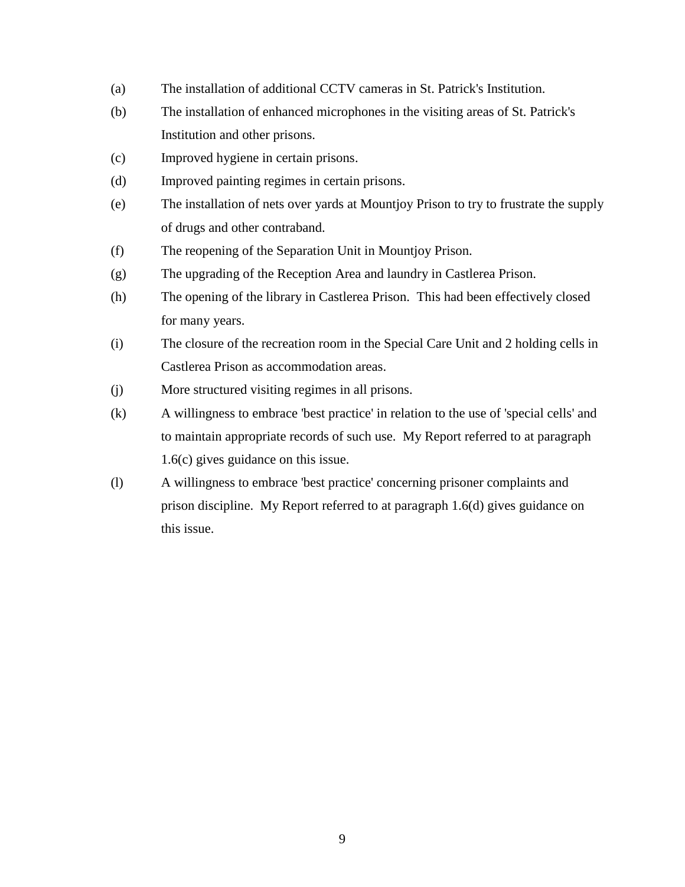(a) The installation of additional CCTV cameras in St. Patrick's Institution.

(b) The installation of enhanced microphones in the visiting areas of St. Patrick's Institution and other prisons.

(c) Improved hygiene in certain prisons.

(d) Improved painting regimes in certain prisons.

(e) The installation of nets over yards at Mountjoy Prison to try to frustrate the supply of drugs and other contraband.

(f) The reopening of the Separation Unit in Mountjoy Prison.

(g) The upgrading of the Reception Area and laundry in Castlerea Prison.

(h) The opening of the library in Castlerea Prison. This had been effectively closed for many years.

(i) The closure of the recreation room in the Special Care Unit and 2 holding cells in Castlerea Prison as accommodation areas.

(j) More structured visiting regimes in all prisons.

(k) A willingness to embrace 'best practice' in relation to the use of 'special cells' and to maintain appropriate records of such use. My Report referred to at paragraph 1.6(c) gives guidance on this issue.

(l) A willingness to embrace 'best practice' concerning prisoner complaints and prison discipline. My Report referred to at paragraph 1.6(d) gives guidance on this issue.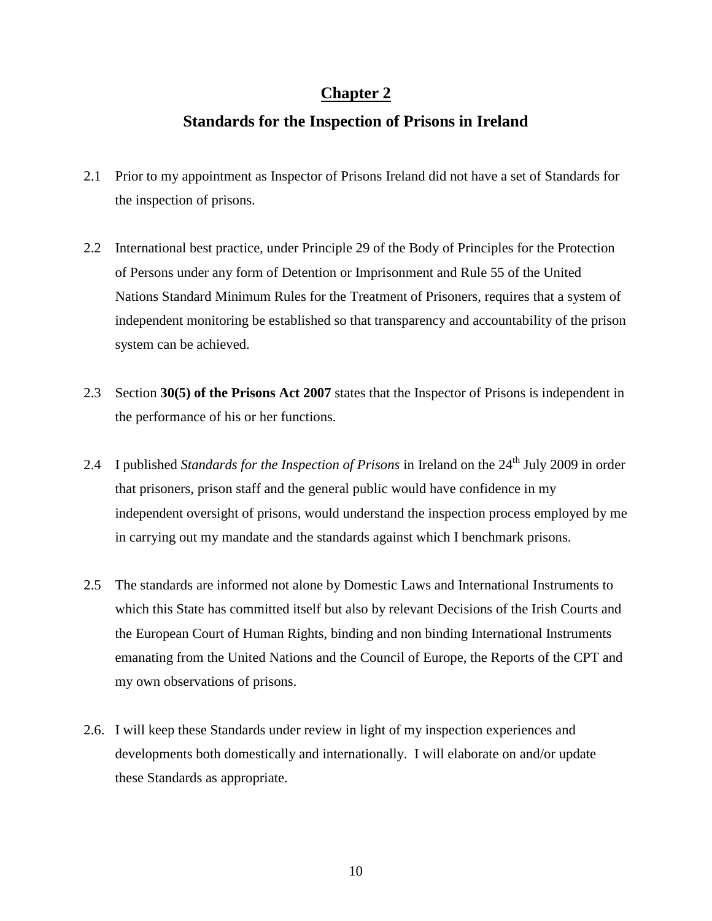# Chapter 2

## Standards for the Inspection of Prisons in Ireland

2.1 Prior to my appointment as Inspector of Prisons Ireland did not have a set of Standards for the inspection of prisons.

2.2 International best practice, under Principle 29 of the Body of Principles for the Protection of Persons under any form of Detention or Imprisonment and Rule 55 of the United Nations Standard Minimum Rules for the Treatment of Prisoners, requires that a system of independent monitoring be established so that transparency and accountability of the prison system can be achieved.

2.3 Section **30(5) of the Prisons Act 2007** states that the Inspector of Prisons is independent in the performance of his or her functions.

2.4 I published *Standards for the Inspection of Prisons* in Ireland on the 24th July 2009 in order that prisoners, prison staff and the general public would have confidence in my independent oversight of prisons, would understand the inspection process employed by me in carrying out my mandate and the standards against which I benchmark prisons.

2.5 The standards are informed not alone by Domestic Laws and International Instruments to which this State has committed itself but also by relevant Decisions of the Irish Courts and the European Court of Human Rights, binding and non binding International Instruments emanating from the United Nations and the Council of Europe, the Reports of the CPT and my own observations of prisons.

2.6. I will keep these Standards under review in light of my inspection experiences and developments both domestically and internationally. I will elaborate on and/or update these Standards as appropriate.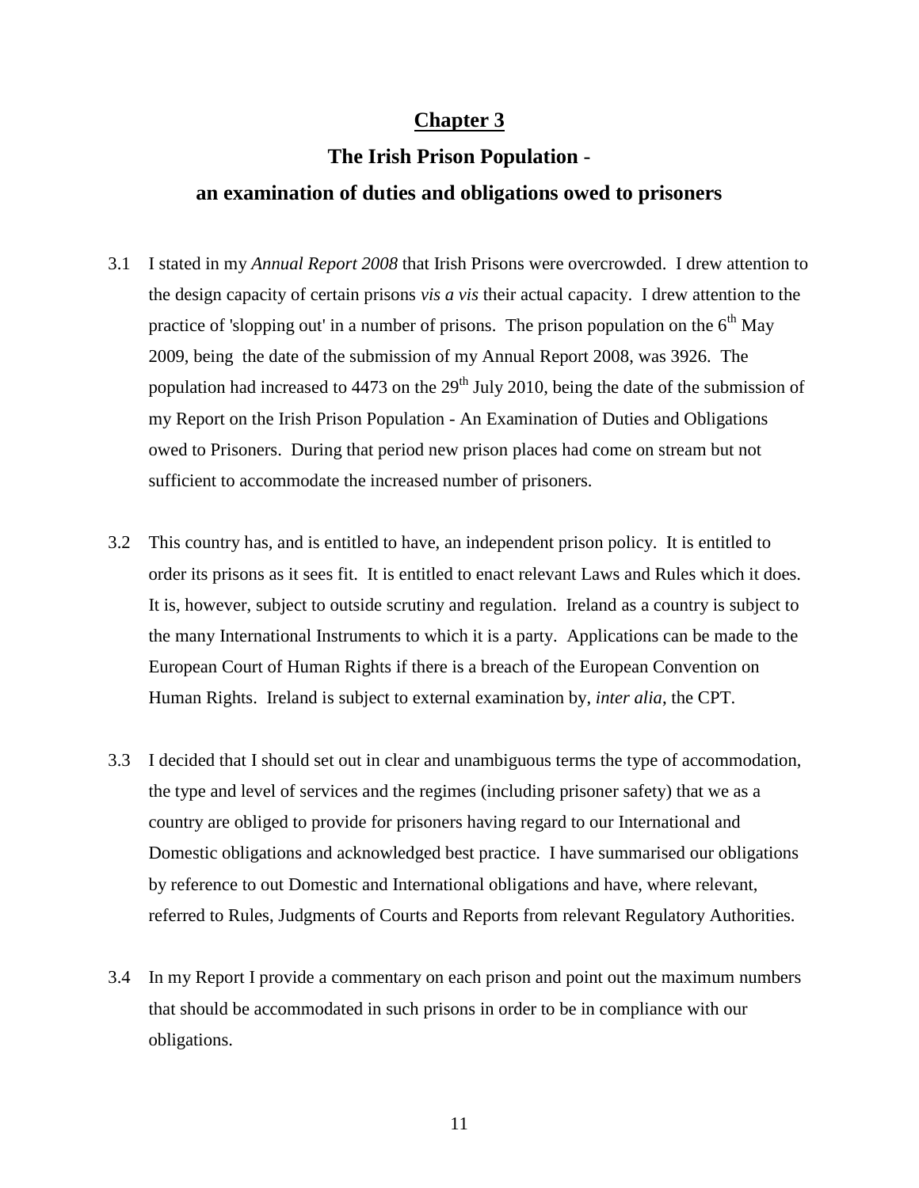# Chapter 3

## The Irish Prison Population - an examination of duties and obligations owed to prisoners

3.1 I stated in my *Annual Report 2008* that Irish Prisons were overcrowded. I drew attention to the design capacity of certain prisons *vis a vis* their actual capacity. I drew attention to the practice of 'slopping out' in a number of prisons. The prison population on the 6th May 2009, being the date of the submission of my Annual Report 2008, was 3926. The population had increased to 4473 on the 29th July 2010, being the date of the submission of my Report on the Irish Prison Population - An Examination of Duties and Obligations owed to Prisoners. During that period new prison places had come on stream but not sufficient to accommodate the increased number of prisoners.

3.2 This country has, and is entitled to have, an independent prison policy. It is entitled to order its prisons as it sees fit. It is entitled to enact relevant Laws and Rules which it does. It is, however, subject to outside scrutiny and regulation. Ireland as a country is subject to the many International Instruments to which it is a party. Applications can be made to the European Court of Human Rights if there is a breach of the European Convention on Human Rights. Ireland is subject to external examination by, *inter alia*, the CPT.

3.3 I decided that I should set out in clear and unambiguous terms the type of accommodation, the type and level of services and the regimes (including prisoner safety) that we as a country are obliged to provide for prisoners having regard to our International and Domestic obligations and acknowledged best practice. I have summarised our obligations by reference to out Domestic and International obligations and have, where relevant, referred to Rules, Judgments of Courts and Reports from relevant Regulatory Authorities.

3.4 In my Report I provide a commentary on each prison and point out the maximum numbers that should be accommodated in such prisons in order to be in compliance with our obligations.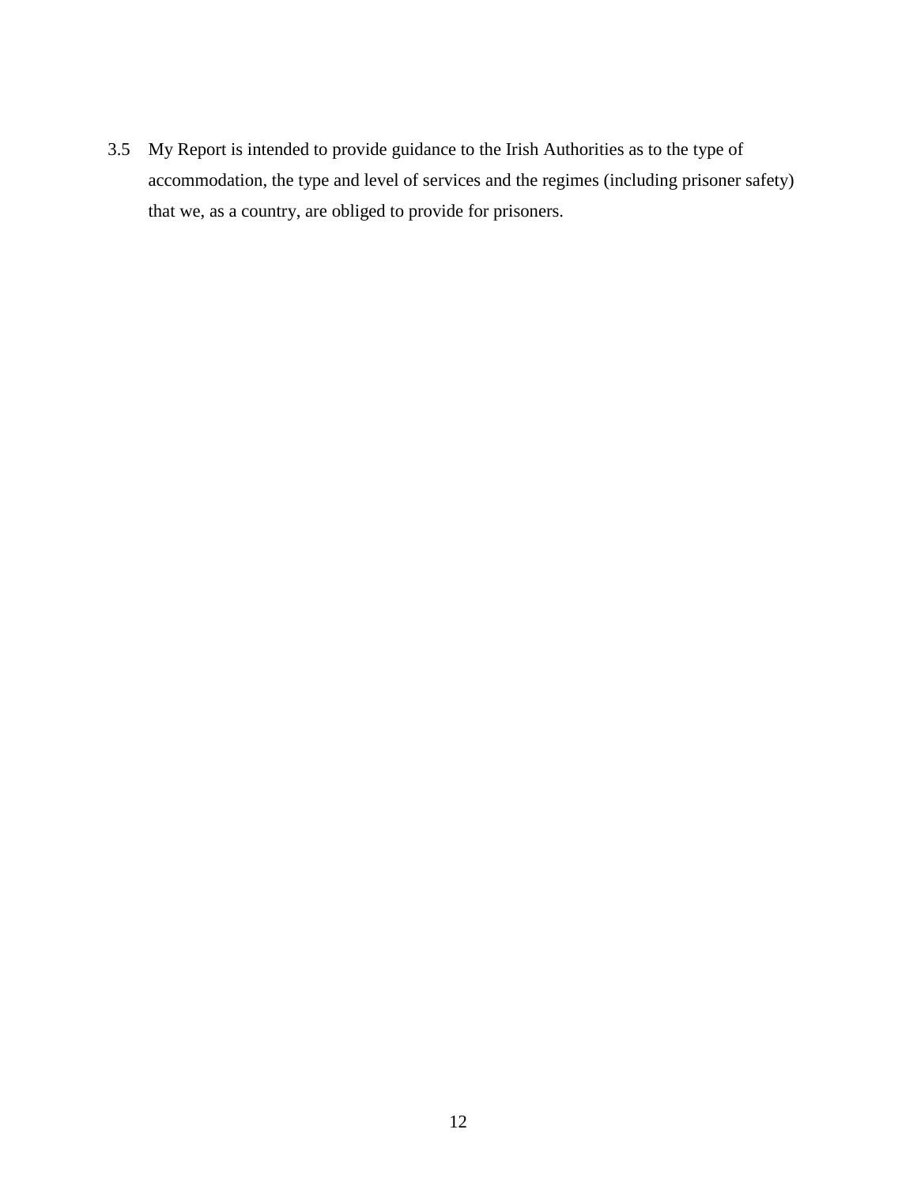3.5 My Report is intended to provide guidance to the Irish Authorities as to the type of accommodation, the type and level of services and the regimes (including prisoner safety) that we, as a country, are obliged to provide for prisoners.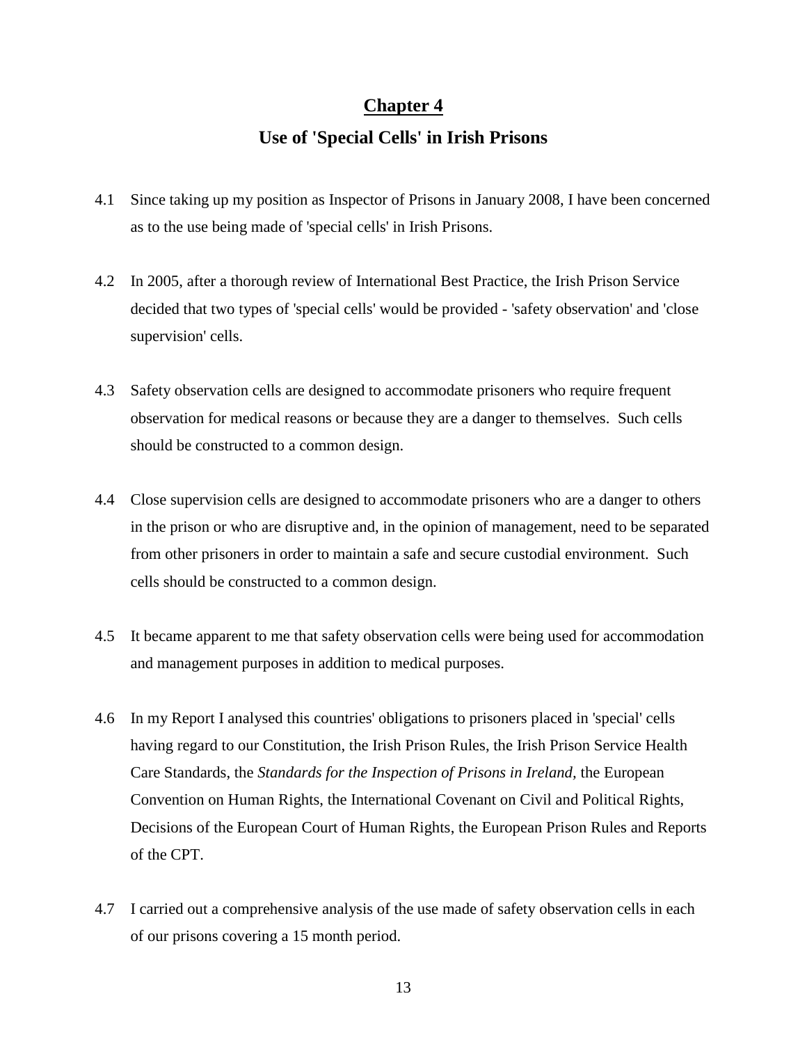# Chapter 4

## Use of 'Special Cells' in Irish Prisons

4.1 Since taking up my position as Inspector of Prisons in January 2008, I have been concerned as to the use being made of 'special cells' in Irish Prisons.

4.2 In 2005, after a thorough review of International Best Practice, the Irish Prison Service decided that two types of 'special cells' would be provided - 'safety observation' and 'close supervision' cells.

4.3 Safety observation cells are designed to accommodate prisoners who require frequent observation for medical reasons or because they are a danger to themselves. Such cells should be constructed to a common design.

4.4 Close supervision cells are designed to accommodate prisoners who are a danger to others in the prison or who are disruptive and, in the opinion of management, need to be separated from other prisoners in order to maintain a safe and secure custodial environment. Such cells should be constructed to a common design.

4.5 It became apparent to me that safety observation cells were being used for accommodation and management purposes in addition to medical purposes.

4.6 In my Report I analysed this countries' obligations to prisoners placed in 'special' cells having regard to our Constitution, the Irish Prison Rules, the Irish Prison Service Health Care Standards, the *Standards for the Inspection of Prisons in Ireland,* the European Convention on Human Rights, the International Covenant on Civil and Political Rights, Decisions of the European Court of Human Rights, the European Prison Rules and Reports of the CPT.

4.7 I carried out a comprehensive analysis of the use made of safety observation cells in each of our prisons covering a 15 month period.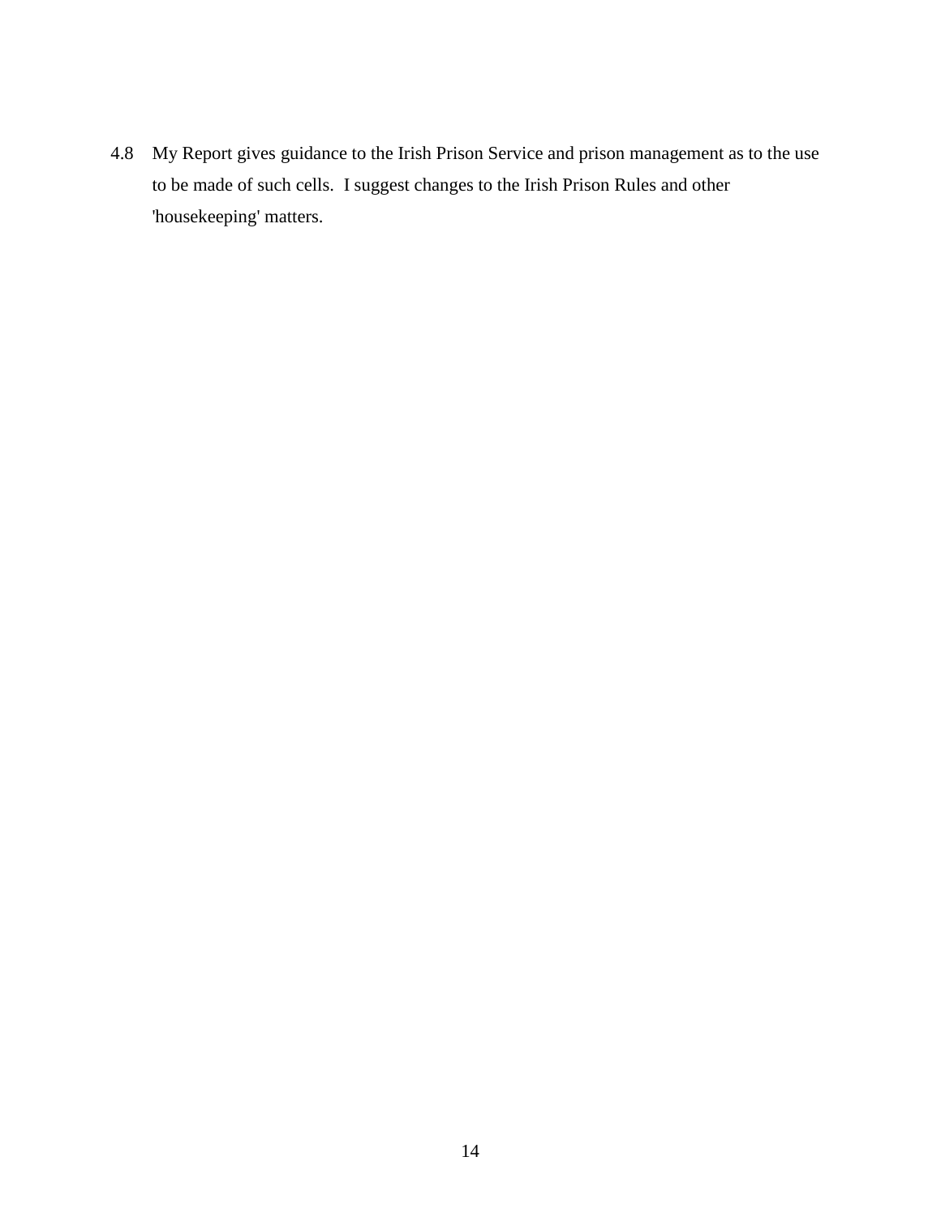4.8 My Report gives guidance to the Irish Prison Service and prison management as to the use to be made of such cells. I suggest changes to the Irish Prison Rules and other 'housekeeping' matters.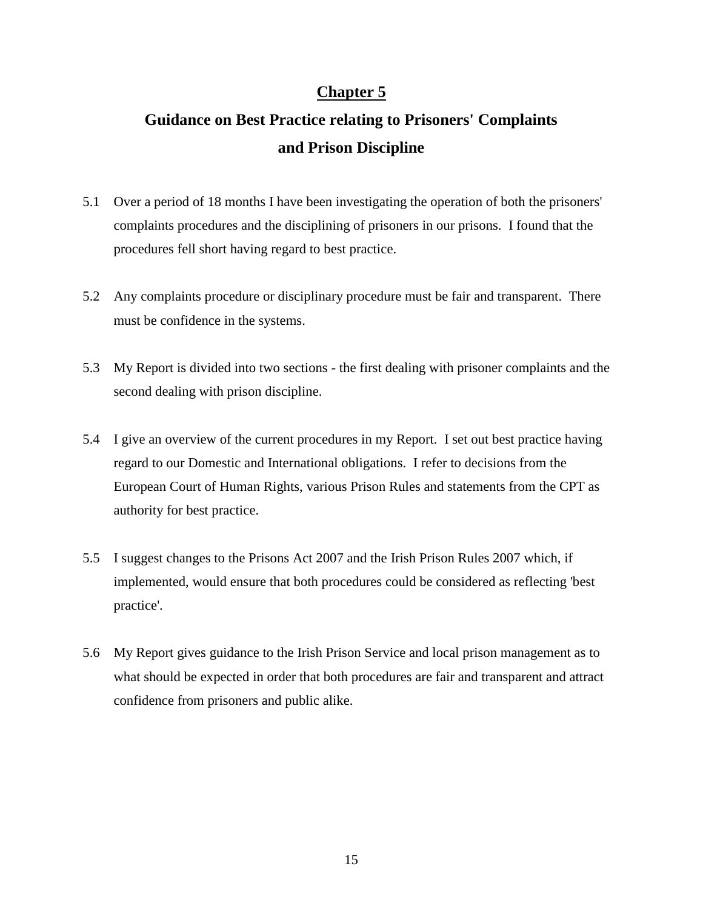# Chapter 5

## Guidance on Best Practice relating to Prisoners' Complaints and Prison Discipline

5.1 Over a period of 18 months I have been investigating the operation of both the prisoners' complaints procedures and the disciplining of prisoners in our prisons. I found that the procedures fell short having regard to best practice.

5.2 Any complaints procedure or disciplinary procedure must be fair and transparent. There must be confidence in the systems.

5.3 My Report is divided into two sections - the first dealing with prisoner complaints and the second dealing with prison discipline.

5.4 I give an overview of the current procedures in my Report. I set out best practice having regard to our Domestic and International obligations. I refer to decisions from the European Court of Human Rights, various Prison Rules and statements from the CPT as authority for best practice.

5.5 I suggest changes to the Prisons Act 2007 and the Irish Prison Rules 2007 which, if implemented, would ensure that both procedures could be considered as reflecting 'best practice'.

5.6 My Report gives guidance to the Irish Prison Service and local prison management as to what should be expected in order that both procedures are fair and transparent and attract confidence from prisoners and public alike.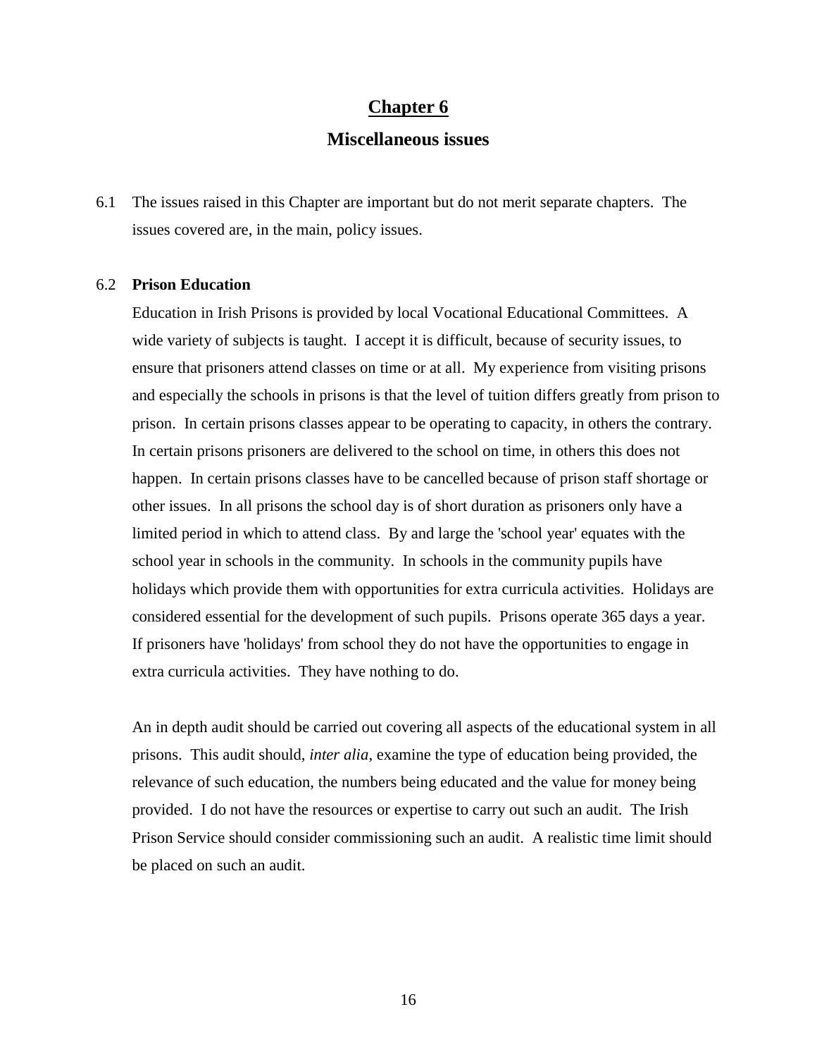# Chapter 6

## Miscellaneous issues

6.1 The issues raised in this Chapter are important but do not merit separate chapters. The issues covered are, in the main, policy issues.

6.2 **Prison Education**

Education in Irish Prisons is provided by local Vocational Educational Committees. A wide variety of subjects is taught. I accept it is difficult, because of security issues, to ensure that prisoners attend classes on time or at all. My experience from visiting prisons and especially the schools in prisons is that the level of tuition differs greatly from prison to prison. In certain prisons classes appear to be operating to capacity, in others the contrary. In certain prisons prisoners are delivered to the school on time, in others this does not happen. In certain prisons classes have to be cancelled because of prison staff shortage or other issues. In all prisons the school day is of short duration as prisoners only have a limited period in which to attend class. By and large the 'school year' equates with the school year in schools in the community. In schools in the community pupils have holidays which provide them with opportunities for extra curricula activities. Holidays are considered essential for the development of such pupils. Prisons operate 365 days a year. If prisoners have 'holidays' from school they do not have the opportunities to engage in extra curricula activities. They have nothing to do.

An in depth audit should be carried out covering all aspects of the educational system in all prisons. This audit should, *inter alia*, examine the type of education being provided, the relevance of such education, the numbers being educated and the value for money being provided. I do not have the resources or expertise to carry out such an audit. The Irish Prison Service should consider commissioning such an audit. A realistic time limit should be placed on such an audit.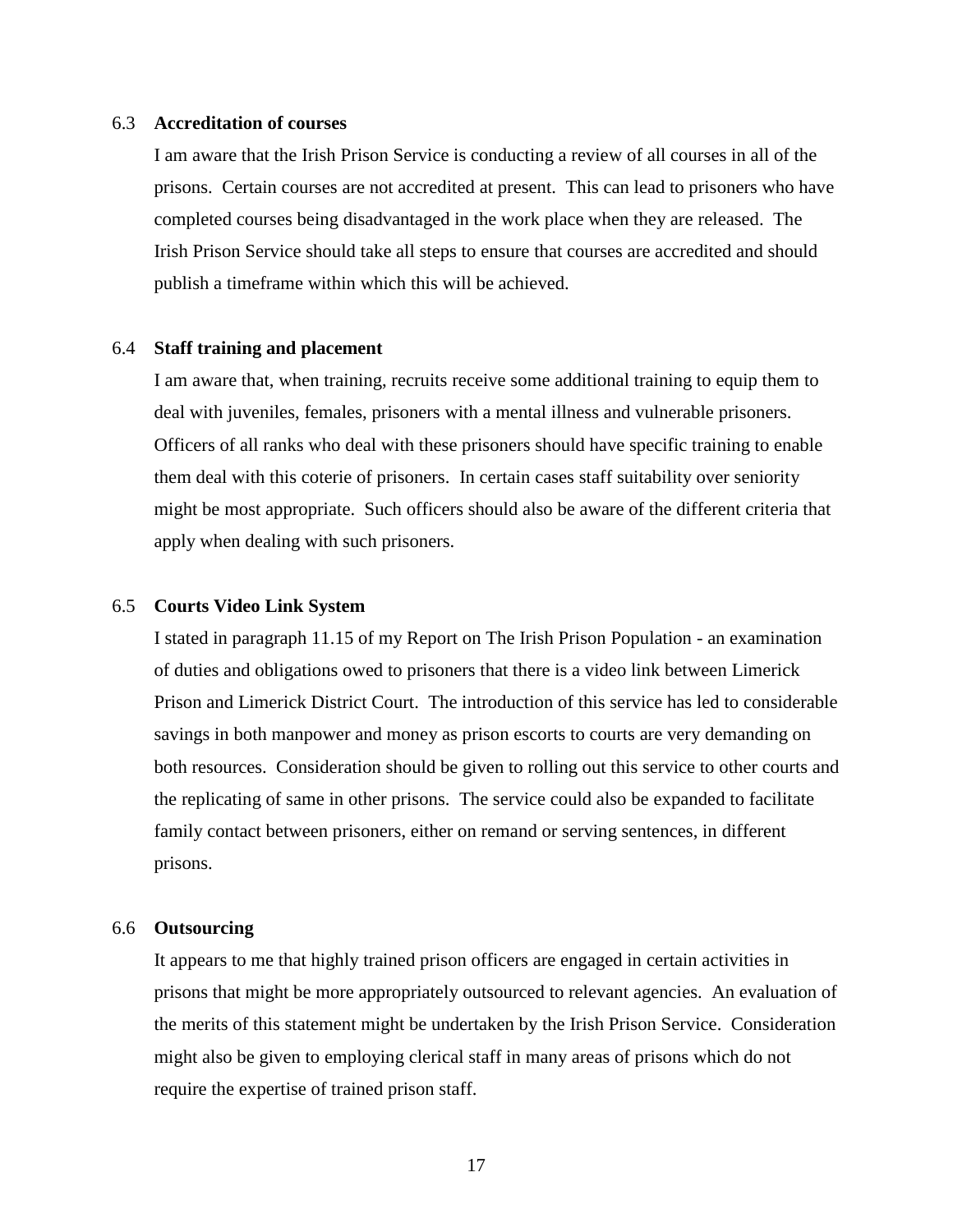6.3 **Accreditation of courses**

I am aware that the Irish Prison Service is conducting a review of all courses in all of the prisons. Certain courses are not accredited at present. This can lead to prisoners who have completed courses being disadvantaged in the work place when they are released. The Irish Prison Service should take all steps to ensure that courses are accredited and should publish a timeframe within which this will be achieved.

6.4 **Staff training and placement**

I am aware that, when training, recruits receive some additional training to equip them to deal with juveniles, females, prisoners with a mental illness and vulnerable prisoners. Officers of all ranks who deal with these prisoners should have specific training to enable them deal with this coterie of prisoners. In certain cases staff suitability over seniority might be most appropriate. Such officers should also be aware of the different criteria that apply when dealing with such prisoners.

6.5 **Courts Video Link System**

I stated in paragraph 11.15 of my Report on The Irish Prison Population - an examination of duties and obligations owed to prisoners that there is a video link between Limerick Prison and Limerick District Court. The introduction of this service has led to considerable savings in both manpower and money as prison escorts to courts are very demanding on both resources. Consideration should be given to rolling out this service to other courts and the replicating of same in other prisons. The service could also be expanded to facilitate family contact between prisoners, either on remand or serving sentences, in different prisons.

6.6 **Outsourcing**

It appears to me that highly trained prison officers are engaged in certain activities in prisons that might be more appropriately outsourced to relevant agencies. An evaluation of the merits of this statement might be undertaken by the Irish Prison Service. Consideration might also be given to employing clerical staff in many areas of prisons which do not require the expertise of trained prison staff.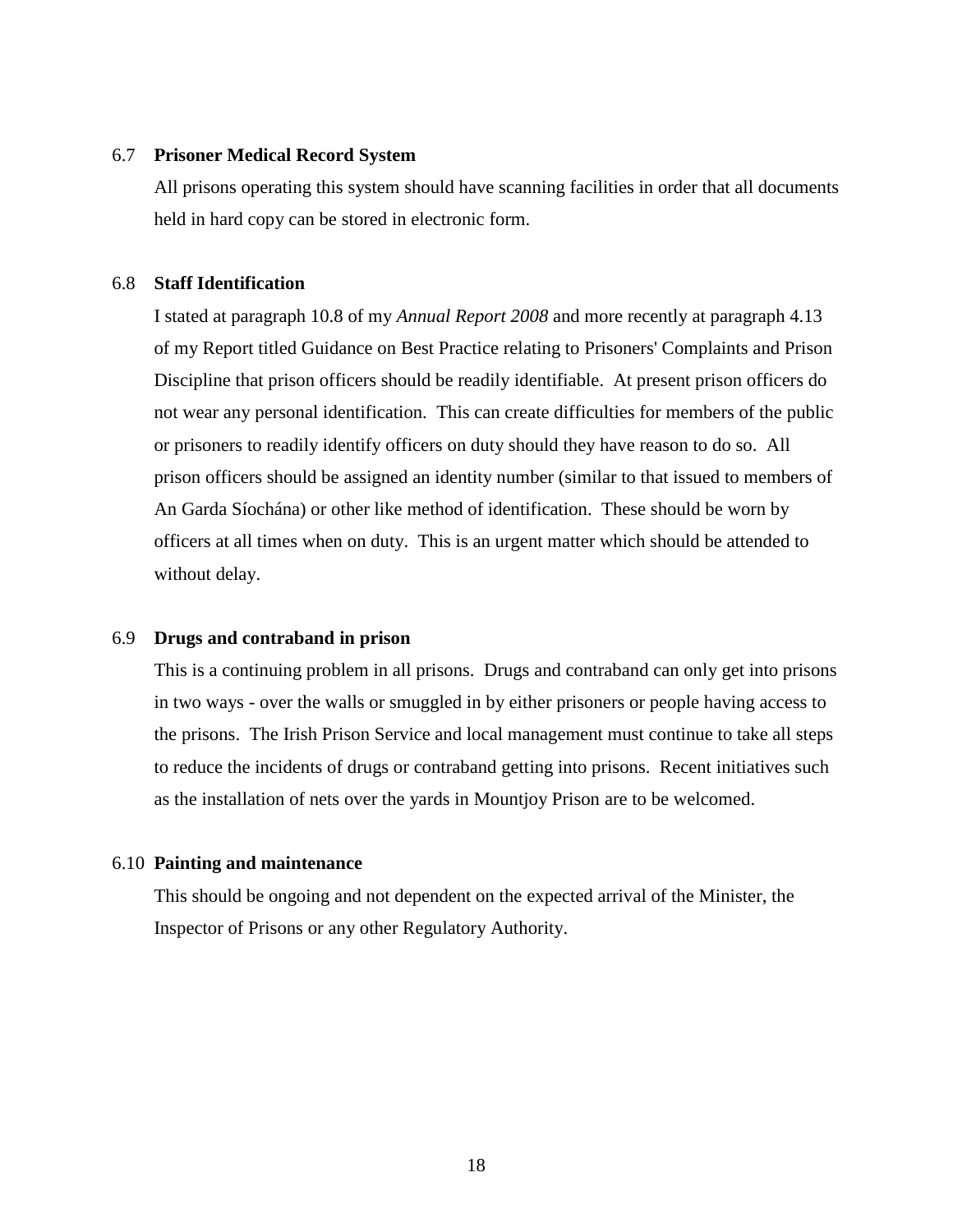### 6.7 Prisoner Medical Record System

All prisons operating this system should have scanning facilities in order that all documents held in hard copy can be stored in electronic form.

### 6.8 Staff Identification

I stated at paragraph 10.8 of my *Annual Report 2008* and more recently at paragraph 4.13 of my Report titled Guidance on Best Practice relating to Prisoners' Complaints and Prison Discipline that prison officers should be readily identifiable. At present prison officers do not wear any personal identification. This can create difficulties for members of the public or prisoners to readily identify officers on duty should they have reason to do so. All prison officers should be assigned an identity number (similar to that issued to members of An Garda Síochána) or other like method of identification. These should be worn by officers at all times when on duty. This is an urgent matter which should be attended to without delay.

### 6.9 Drugs and contraband in prison

This is a continuing problem in all prisons. Drugs and contraband can only get into prisons in two ways - over the walls or smuggled in by either prisoners or people having access to the prisons. The Irish Prison Service and local management must continue to take all steps to reduce the incidents of drugs or contraband getting into prisons. Recent initiatives such as the installation of nets over the yards in Mountjoy Prison are to be welcomed.

### 6.10 Painting and maintenance

This should be ongoing and not dependent on the expected arrival of the Minister, the Inspector of Prisons or any other Regulatory Authority.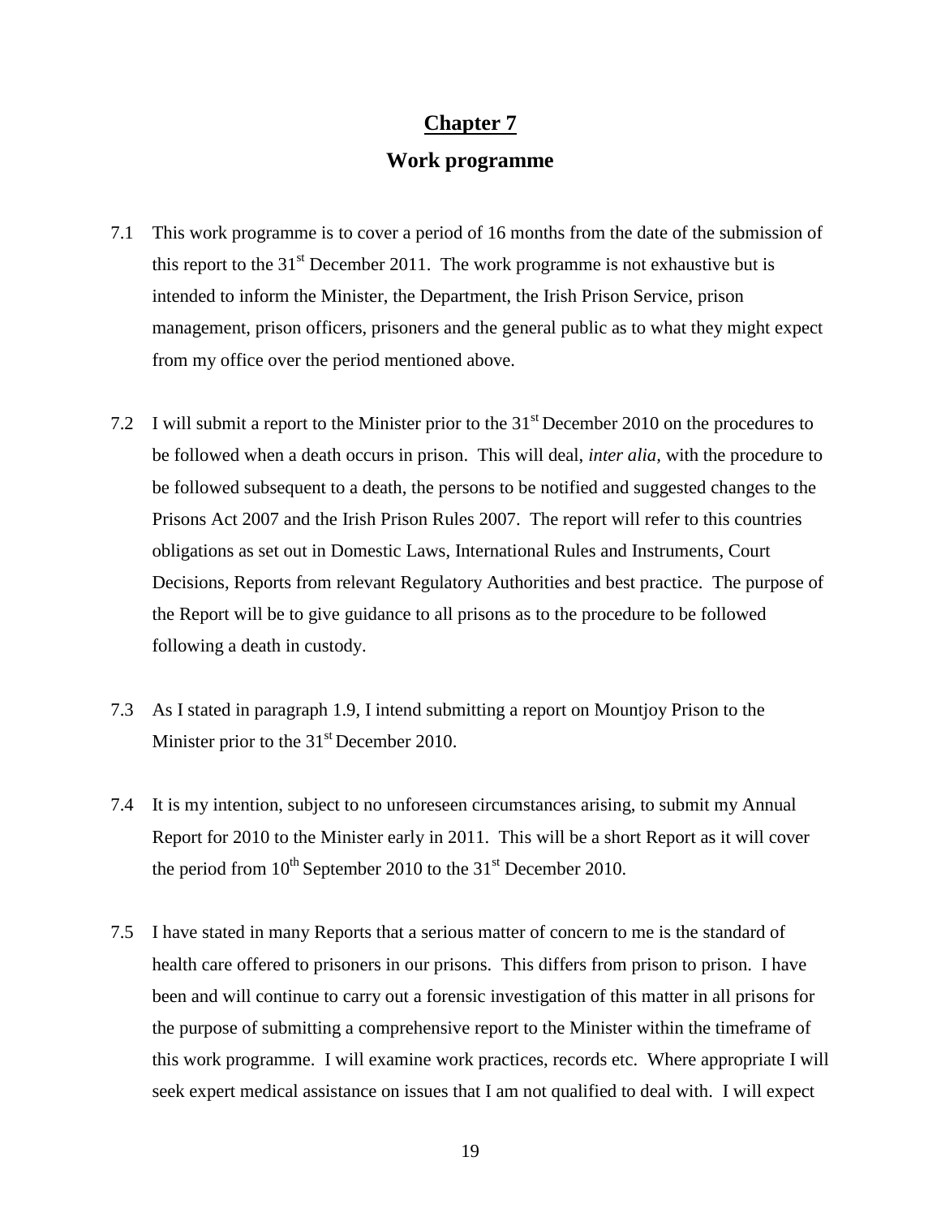# Chapter 7

## Work programme

7.1 This work programme is to cover a period of 16 months from the date of the submission of this report to the 31st December 2011. The work programme is not exhaustive but is intended to inform the Minister, the Department, the Irish Prison Service, prison management, prison officers, prisoners and the general public as to what they might expect from my office over the period mentioned above.

7.2 I will submit a report to the Minister prior to the 31st December 2010 on the procedures to be followed when a death occurs in prison. This will deal, *inter alia,* with the procedure to be followed subsequent to a death, the persons to be notified and suggested changes to the Prisons Act 2007 and the Irish Prison Rules 2007. The report will refer to this countries obligations as set out in Domestic Laws, International Rules and Instruments, Court Decisions, Reports from relevant Regulatory Authorities and best practice. The purpose of the Report will be to give guidance to all prisons as to the procedure to be followed following a death in custody.

7.3 As I stated in paragraph 1.9, I intend submitting a report on Mountjoy Prison to the Minister prior to the 31st December 2010.

7.4 It is my intention, subject to no unforeseen circumstances arising, to submit my Annual Report for 2010 to the Minister early in 2011. This will be a short Report as it will cover the period from 10th September 2010 to the 31st December 2010.

7.5 I have stated in many Reports that a serious matter of concern to me is the standard of health care offered to prisoners in our prisons. This differs from prison to prison. I have been and will continue to carry out a forensic investigation of this matter in all prisons for the purpose of submitting a comprehensive report to the Minister within the timeframe of this work programme. I will examine work practices, records etc. Where appropriate I will seek expert medical assistance on issues that I am not qualified to deal with. I will expect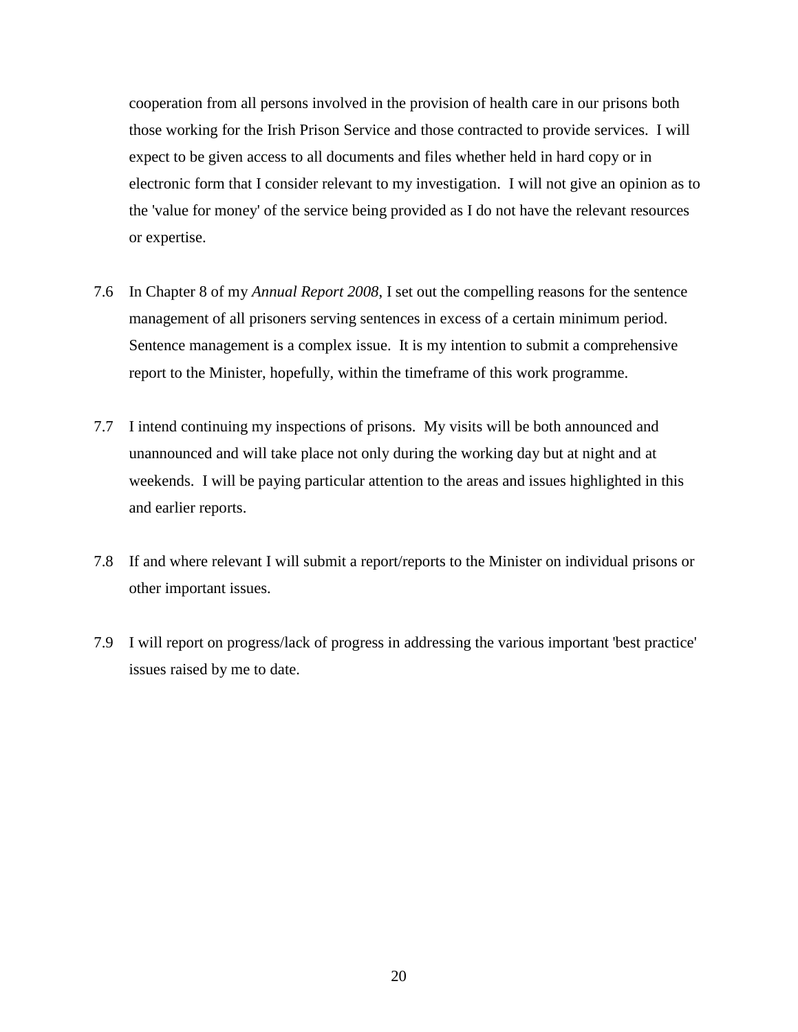cooperation from all persons involved in the provision of health care in our prisons both those working for the Irish Prison Service and those contracted to provide services. I will expect to be given access to all documents and files whether held in hard copy or in electronic form that I consider relevant to my investigation. I will not give an opinion as to the 'value for money' of the service being provided as I do not have the relevant resources or expertise.

7.6 In Chapter 8 of my *Annual Report 2008*, I set out the compelling reasons for the sentence management of all prisoners serving sentences in excess of a certain minimum period. Sentence management is a complex issue. It is my intention to submit a comprehensive report to the Minister, hopefully, within the timeframe of this work programme.

7.7 I intend continuing my inspections of prisons. My visits will be both announced and unannounced and will take place not only during the working day but at night and at weekends. I will be paying particular attention to the areas and issues highlighted in this and earlier reports.

7.8 If and where relevant I will submit a report/reports to the Minister on individual prisons or other important issues.

7.9 I will report on progress/lack of progress in addressing the various important 'best practice' issues raised by me to date.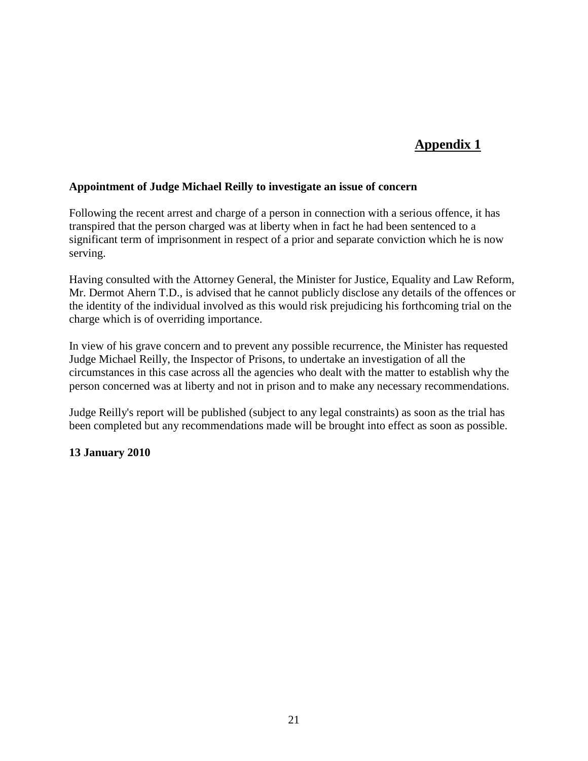## Appendix 1

**Appointment of Judge Michael Reilly to investigate an issue of concern**

Following the recent arrest and charge of a person in connection with a serious offence, it has transpired that the person charged was at liberty when in fact he had been sentenced to a significant term of imprisonment in respect of a prior and separate conviction which he is now serving.

Having consulted with the Attorney General, the Minister for Justice, Equality and Law Reform, Mr. Dermot Ahern T.D., is advised that he cannot publicly disclose any details of the offences or the identity of the individual involved as this would risk prejudicing his forthcoming trial on the charge which is of overriding importance.

In view of his grave concern and to prevent any possible recurrence, the Minister has requested Judge Michael Reilly, the Inspector of Prisons, to undertake an investigation of all the circumstances in this case across all the agencies who dealt with the matter to establish why the person concerned was at liberty and not in prison and to make any necessary recommendations.

Judge Reilly's report will be published (subject to any legal constraints) as soon as the trial has been completed but any recommendations made will be brought into effect as soon as possible.

**13 January 2010**